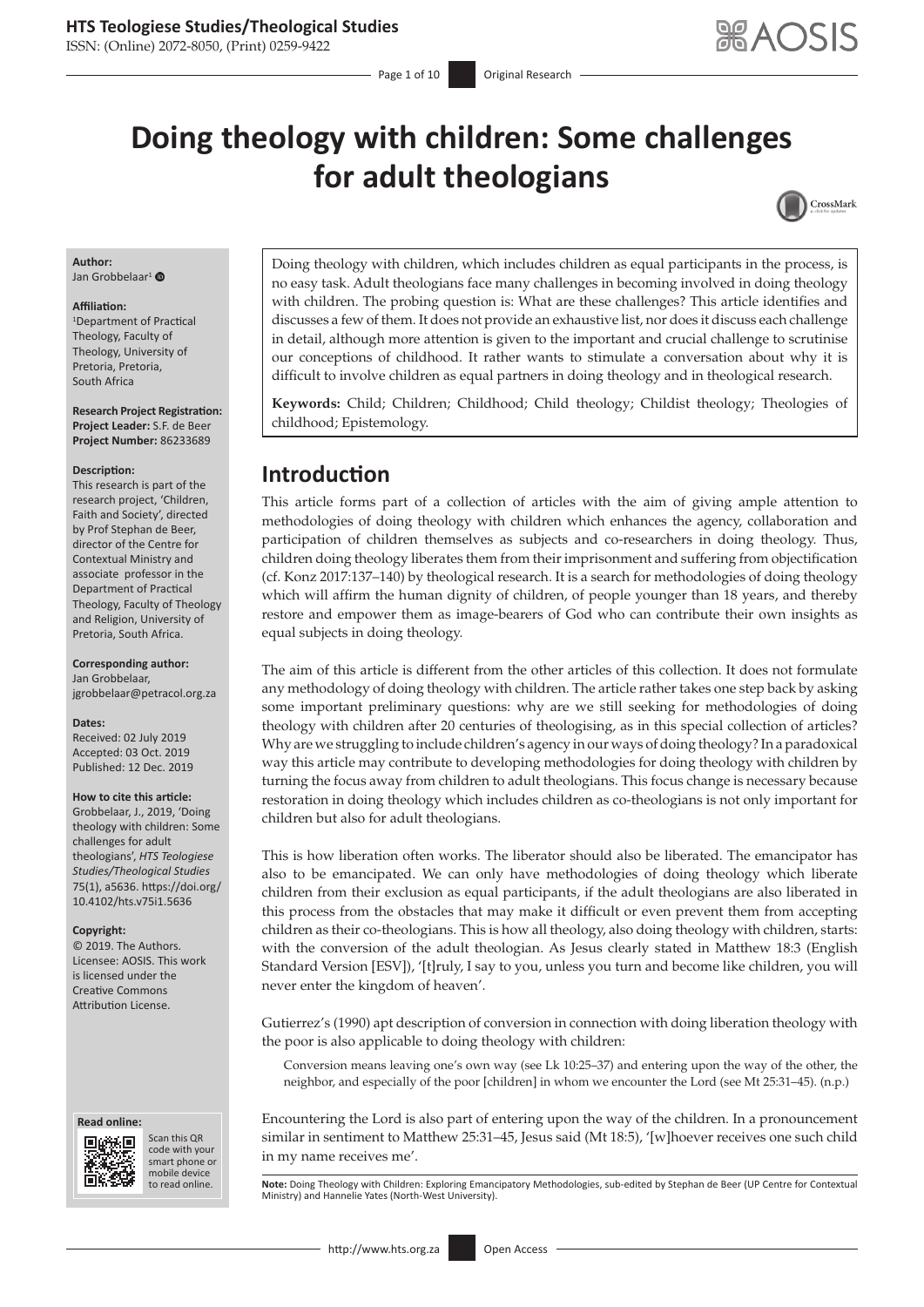# Doing theology with children: Some challenges for adult theologians

**Author:**
Jan Grobbelaar[1]

**Affiliation:**
[1]Department of Practical Theology, Faculty of Theology, University of Pretoria, Pretoria, South Africa

**Research Project Registration:**
**Project Leader:** S.F. de Beer
**Project Number:** 86233689

**Description:**
This research is part of the research project, 'Children, Faith and Society', directed by Prof Stephan de Beer, director of the Centre for Contextual Ministry and associate professor in the Department of Practical Theology, Faculty of Theology and Religion, University of Pretoria, South Africa.

**Corresponding author:**
Jan Grobbelaar,
jgrobbelaar@petracol.org.za

**Dates:**
Received: 02 July 2019
Accepted: 03 Oct. 2019
Published: 12 Dec. 2019

**How to cite this article:**
Grobbelaar, J., 2019, 'Doing theology with children: Some challenges for adult theologians', *HTS Teologiese Studies/Theological Studies* 75(1), a5636. https://doi.org/10.4102/hts.v75i1.5636

**Copyright:**
© 2019. The Authors. Licensee: AOSIS. This work is licensed under the Creative Commons Attribution License.

Doing theology with children, which includes children as equal participants in the process, is no easy task. Adult theologians face many challenges in becoming involved in doing theology with children. The probing question is: What are these challenges? This article identifies and discusses a few of them. It does not provide an exhaustive list, nor does it discuss each challenge in detail, although more attention is given to the important and crucial challenge to scrutinise our conceptions of childhood. It rather wants to stimulate a conversation about why it is difficult to involve children as equal partners in doing theology and in theological research.

**Keywords:** Child; Children; Childhood; Child theology; Childist theology; Theologies of childhood; Epistemology.

## Introduction

This article forms part of a collection of articles with the aim of giving ample attention to methodologies of doing theology with children which enhances the agency, collaboration and participation of children themselves as subjects and co-researchers in doing theology. Thus, children doing theology liberates them from their imprisonment and suffering from objectification (cf. Konz 2017:137–140) by theological research. It is a search for methodologies of doing theology which will affirm the human dignity of children, of people younger than 18 years, and thereby restore and empower them as image-bearers of God who can contribute their own insights as equal subjects in doing theology.

The aim of this article is different from the other articles of this collection. It does not formulate any methodology of doing theology with children. The article rather takes one step back by asking some important preliminary questions: why are we still seeking for methodologies of doing theology with children after 20 centuries of theologising, as in this special collection of articles? Why are we struggling to include children's agency in our ways of doing theology? In a paradoxical way this article may contribute to developing methodologies for doing theology with children by turning the focus away from children to adult theologians. This focus change is necessary because restoration in doing theology which includes children as co-theologians is not only important for children but also for adult theologians.

This is how liberation often works. The liberator should also be liberated. The emancipator has also to be emancipated. We can only have methodologies of doing theology which liberate children from their exclusion as equal participants, if the adult theologians are also liberated in this process from the obstacles that may make it difficult or even prevent them from accepting children as their co-theologians. This is how all theology, also doing theology with children, starts: with the conversion of the adult theologian. As Jesus clearly stated in Matthew 18:3 (English Standard Version [ESV]), '[t]ruly, I say to you, unless you turn and become like children, you will never enter the kingdom of heaven'.

Gutierrez's (1990) apt description of conversion in connection with doing liberation theology with the poor is also applicable to doing theology with children:

> Conversion means leaving one's own way (see Lk 10:25–37) and entering upon the way of the other, the neighbor, and especially of the poor [children] in whom we encounter the Lord (see Mt 25:31–45). (n.p.)

Encountering the Lord is also part of entering upon the way of the children. In a pronouncement similar in sentiment to Matthew 25:31–45, Jesus said (Mt 18:5), '[w]hoever receives one such child in my name receives me'.

**Note:** Doing Theology with Children: Exploring Emancipatory Methodologies, sub-edited by Stephan de Beer (UP Centre for Contextual Ministry) and Hannelie Yates (North-West University).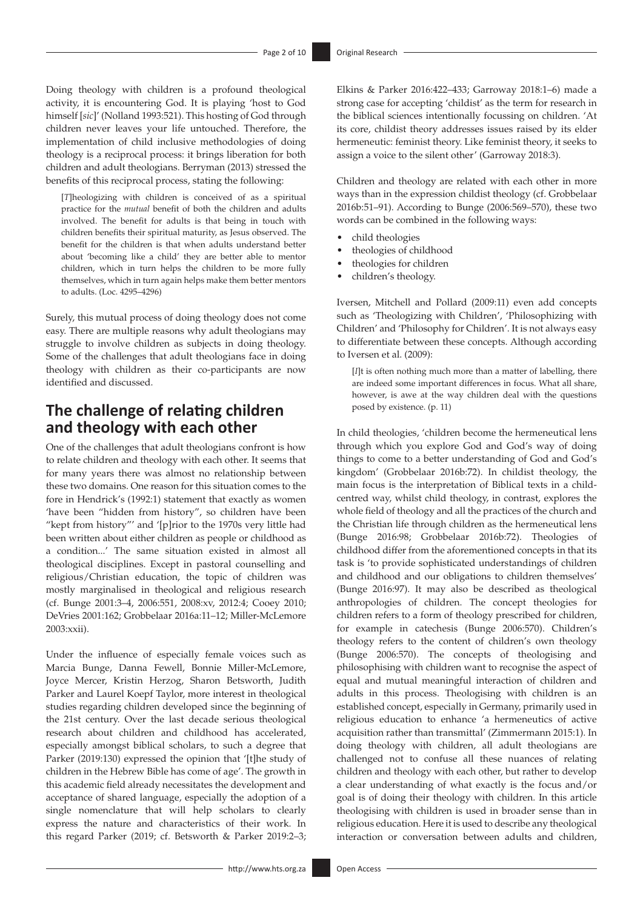Doing theology with children is a profound theological activity, it is encountering God. It is playing 'host to God himself [*sic*]' (Nolland 1993:521). This hosting of God through children never leaves your life untouched. Therefore, the implementation of child inclusive methodologies of doing theology is a reciprocal process: it brings liberation for both children and adult theologians. Berryman (2013) stressed the benefits of this reciprocal process, stating the following:

> [*T*]heologizing with children is conceived of as a spiritual practice for the *mutual* benefit of both the children and adults involved. The benefit for adults is that being in touch with children benefits their spiritual maturity, as Jesus observed. The benefit for the children is that when adults understand better about 'becoming like a child' they are better able to mentor children, which in turn helps the children to be more fully themselves, which in turn again helps make them better mentors to adults. (Loc. 4295–4296)

Surely, this mutual process of doing theology does not come easy. There are multiple reasons why adult theologians may struggle to involve children as subjects in doing theology. Some of the challenges that adult theologians face in doing theology with children as their co-participants are now identified and discussed.

## The challenge of relating children and theology with each other

One of the challenges that adult theologians confront is how to relate children and theology with each other. It seems that for many years there was almost no relationship between these two domains. One reason for this situation comes to the fore in Hendrick's (1992:1) statement that exactly as women 'have been "hidden from history", so children have been "kept from history"' and '[p]rior to the 1970s very little had been written about either children as people or childhood as a condition...' The same situation existed in almost all theological disciplines. Except in pastoral counselling and religious/Christian education, the topic of children was mostly marginalised in theological and religious research (cf. Bunge 2001:3–4, 2006:551, 2008:xv, 2012:4; Cooey 2010; DeVries 2001:162; Grobbelaar 2016a:11–12; Miller-McLemore 2003:xxii).

Under the influence of especially female voices such as Marcia Bunge, Danna Fewell, Bonnie Miller-McLemore, Joyce Mercer, Kristin Herzog, Sharon Betsworth, Judith Parker and Laurel Koepf Taylor, more interest in theological studies regarding children developed since the beginning of the 21st century. Over the last decade serious theological research about children and childhood has accelerated, especially amongst biblical scholars, to such a degree that Parker (2019:130) expressed the opinion that '[t]he study of children in the Hebrew Bible has come of age'. The growth in this academic field already necessitates the development and acceptance of shared language, especially the adoption of a single nomenclature that will help scholars to clearly express the nature and characteristics of their work. In this regard Parker (2019; cf. Betsworth & Parker 2019:2–3; Elkins & Parker 2016:422–433; Garroway 2018:1–6) made a strong case for accepting 'childist' as the term for research in the biblical sciences intentionally focussing on children. 'At its core, childist theory addresses issues raised by its elder hermeneutic: feminist theory. Like feminist theory, it seeks to assign a voice to the silent other' (Garroway 2018:3).

Children and theology are related with each other in more ways than in the expression childist theology (cf. Grobbelaar 2016b:51–91). According to Bunge (2006:569–570), these two words can be combined in the following ways:

- child theologies
- theologies of childhood
- theologies for children
- children's theology.

Iversen, Mitchell and Pollard (2009:11) even add concepts such as 'Theologizing with Children', 'Philosophizing with Children' and 'Philosophy for Children'. It is not always easy to differentiate between these concepts. Although according to Iversen et al. (2009):

> [*I*]t is often nothing much more than a matter of labelling, there are indeed some important differences in focus. What all share, however, is awe at the way children deal with the questions posed by existence. (p. 11)

In child theologies, 'children become the hermeneutical lens through which you explore God and God's way of doing things to come to a better understanding of God and God's kingdom' (Grobbelaar 2016b:72). In childist theology, the main focus is the interpretation of Biblical texts in a child-centred way, whilst child theology, in contrast, explores the whole field of theology and all the practices of the church and the Christian life through children as the hermeneutical lens (Bunge 2016:98; Grobbelaar 2016b:72). Theologies of childhood differ from the aforementioned concepts in that its task is 'to provide sophisticated understandings of children and childhood and our obligations to children themselves' (Bunge 2016:97). It may also be described as theological anthropologies of children. The concept theologies for children refers to a form of theology prescribed for children, for example in catechesis (Bunge 2006:570). Children's theology refers to the content of children's own theology (Bunge 2006:570). The concepts of theologising and philosophising with children want to recognise the aspect of equal and mutual meaningful interaction of children and adults in this process. Theologising with children is an established concept, especially in Germany, primarily used in religious education to enhance 'a hermeneutics of active acquisition rather than transmittal' (Zimmermann 2015:1). In doing theology with children, all adult theologians are challenged not to confuse all these nuances of relating children and theology with each other, but rather to develop a clear understanding of what exactly is the focus and/or goal is of doing their theology with children. In this article theologising with children is used in broader sense than in religious education. Here it is used to describe any theological interaction or conversation between adults and children,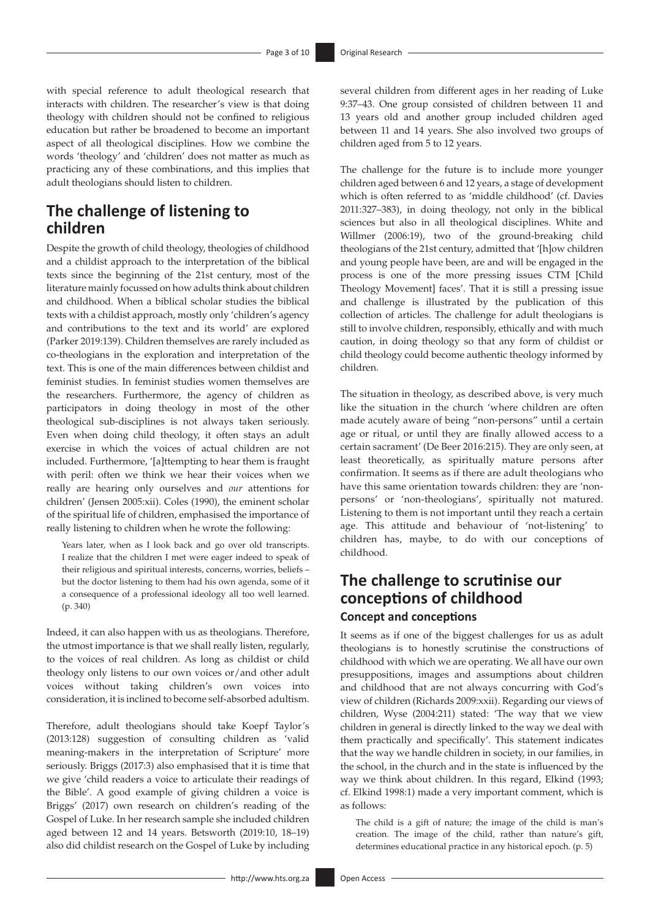with special reference to adult theological research that interacts with children. The researcher's view is that doing theology with children should not be confined to religious education but rather be broadened to become an important aspect of all theological disciplines. How we combine the words 'theology' and 'children' does not matter as much as practicing any of these combinations, and this implies that adult theologians should listen to children.

## The challenge of listening to children

Despite the growth of child theology, theologies of childhood and a childist approach to the interpretation of the biblical texts since the beginning of the 21st century, most of the literature mainly focussed on how adults think about children and childhood. When a biblical scholar studies the biblical texts with a childist approach, mostly only 'children's agency and contributions to the text and its world' are explored (Parker 2019:139). Children themselves are rarely included as co-theologians in the exploration and interpretation of the text. This is one of the main differences between childist and feminist studies. In feminist studies women themselves are the researchers. Furthermore, the agency of children as participators in doing theology in most of the other theological sub-disciplines is not always taken seriously. Even when doing child theology, it often stays an adult exercise in which the voices of actual children are not included. Furthermore, '[a]ttempting to hear them is fraught with peril: often we think we hear their voices when we really are hearing only ourselves and *our* attentions for children' (Jensen 2005:xii). Coles (1990), the eminent scholar of the spiritual life of children, emphasised the importance of really listening to children when he wrote the following:

> Years later, when as I look back and go over old transcripts. I realize that the children I met were eager indeed to speak of their religious and spiritual interests, concerns, worries, beliefs – but the doctor listening to them had his own agenda, some of it a consequence of a professional ideology all too well learned. (p. 340)

Indeed, it can also happen with us as theologians. Therefore, the utmost importance is that we shall really listen, regularly, to the voices of real children. As long as childist or child theology only listens to our own voices or/and other adult voices without taking children's own voices into consideration, it is inclined to become self-absorbed adultism.

Therefore, adult theologians should take Koepf Taylor's (2013:128) suggestion of consulting children as 'valid meaning-makers in the interpretation of Scripture' more seriously. Briggs (2017:3) also emphasised that it is time that we give 'child readers a voice to articulate their readings of the Bible'. A good example of giving children a voice is Briggs' (2017) own research on children's reading of the Gospel of Luke. In her research sample she included children aged between 12 and 14 years. Betsworth (2019:10, 18–19) also did childist research on the Gospel of Luke by including several children from different ages in her reading of Luke 9:37–43. One group consisted of children between 11 and 13 years old and another group included children aged between 11 and 14 years. She also involved two groups of children aged from 5 to 12 years.

The challenge for the future is to include more younger children aged between 6 and 12 years, a stage of development which is often referred to as 'middle childhood' (cf. Davies 2011:327–383), in doing theology, not only in the biblical sciences but also in all theological disciplines. White and Willmer (2006:19), two of the ground-breaking child theologians of the 21st century, admitted that '[h]ow children and young people have been, are and will be engaged in the process is one of the more pressing issues CTM [Child Theology Movement] faces'. That it is still a pressing issue and challenge is illustrated by the publication of this collection of articles. The challenge for adult theologians is still to involve children, responsibly, ethically and with much caution, in doing theology so that any form of childist or child theology could become authentic theology informed by children.

The situation in theology, as described above, is very much like the situation in the church 'where children are often made acutely aware of being "non-persons" until a certain age or ritual, or until they are finally allowed access to a certain sacrament' (De Beer 2016:215). They are only seen, at least theoretically, as spiritually mature persons after confirmation. It seems as if there are adult theologians who have this same orientation towards children: they are 'non-persons' or 'non-theologians', spiritually not matured. Listening to them is not important until they reach a certain age. This attitude and behaviour of 'not-listening' to children has, maybe, to do with our conceptions of childhood.

## The challenge to scrutinise our conceptions of childhood

### Concept and conceptions

It seems as if one of the biggest challenges for us as adult theologians is to honestly scrutinise the constructions of childhood with which we are operating. We all have our own presuppositions, images and assumptions about children and childhood that are not always concurring with God's view of children (Richards 2009:xxii). Regarding our views of children, Wyse (2004:211) stated: 'The way that we view children in general is directly linked to the way we deal with them practically and specifically'. This statement indicates that the way we handle children in society, in our families, in the school, in the church and in the state is influenced by the way we think about children. In this regard, Elkind (1993; cf. Elkind 1998:1) made a very important comment, which is as follows:

> The child is a gift of nature; the image of the child is man's creation. The image of the child, rather than nature's gift, determines educational practice in any historical epoch. (p. 5)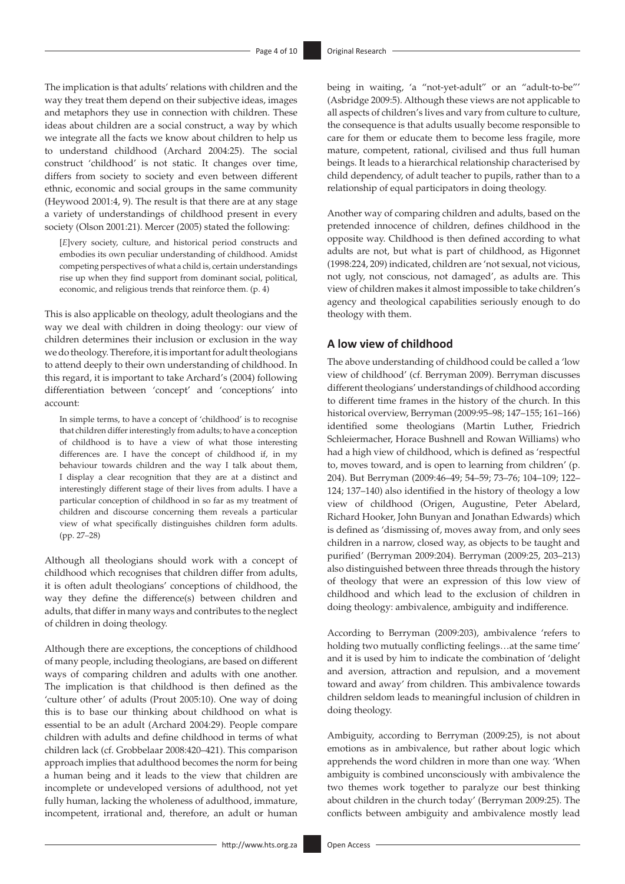The implication is that adults' relations with children and the way they treat them depend on their subjective ideas, images and metaphors they use in connection with children. These ideas about children are a social construct, a way by which we integrate all the facts we know about children to help us to understand childhood (Archard 2004:25). The social construct 'childhood' is not static. It changes over time, differs from society to society and even between different ethnic, economic and social groups in the same community (Heywood 2001:4, 9). The result is that there are at any stage a variety of understandings of childhood present in every society (Olson 2001:21). Mercer (2005) stated the following:

> [*E*]very society, culture, and historical period constructs and embodies its own peculiar understanding of childhood. Amidst competing perspectives of what a child is, certain understandings rise up when they find support from dominant social, political, economic, and religious trends that reinforce them. (p. 4)

This is also applicable on theology, adult theologians and the way we deal with children in doing theology: our view of children determines their inclusion or exclusion in the way we do theology. Therefore, it is important for adult theologians to attend deeply to their own understanding of childhood. In this regard, it is important to take Archard's (2004) following differentiation between 'concept' and 'conceptions' into account:

> In simple terms, to have a concept of 'childhood' is to recognise that children differ interestingly from adults; to have a conception of childhood is to have a view of what those interesting differences are. I have the concept of childhood if, in my behaviour towards children and the way I talk about them, I display a clear recognition that they are at a distinct and interestingly different stage of their lives from adults. I have a particular conception of childhood in so far as my treatment of children and discourse concerning them reveals a particular view of what specifically distinguishes children form adults. (pp. 27–28)

Although all theologians should work with a concept of childhood which recognises that children differ from adults, it is often adult theologians' conceptions of childhood, the way they define the difference(s) between children and adults, that differ in many ways and contributes to the neglect of children in doing theology.

Although there are exceptions, the conceptions of childhood of many people, including theologians, are based on different ways of comparing children and adults with one another. The implication is that childhood is then defined as the 'culture other' of adults (Prout 2005:10). One way of doing this is to base our thinking about childhood on what is essential to be an adult (Archard 2004:29). People compare children with adults and define childhood in terms of what children lack (cf. Grobbelaar 2008:420–421). This comparison approach implies that adulthood becomes the norm for being a human being and it leads to the view that children are incomplete or undeveloped versions of adulthood, not yet fully human, lacking the wholeness of adulthood, immature, incompetent, irrational and, therefore, an adult or human being in waiting, 'a "not-yet-adult" or an "adult-to-be"' (Asbridge 2009:5). Although these views are not applicable to all aspects of children's lives and vary from culture to culture, the consequence is that adults usually become responsible to care for them or educate them to become less fragile, more mature, competent, rational, civilised and thus full human beings. It leads to a hierarchical relationship characterised by child dependency, of adult teacher to pupils, rather than to a relationship of equal participators in doing theology.

Another way of comparing children and adults, based on the pretended innocence of children, defines childhood in the opposite way. Childhood is then defined according to what adults are not, but what is part of childhood, as Higonnet (1998:224, 209) indicated, children are 'not sexual, not vicious, not ugly, not conscious, not damaged', as adults are. This view of children makes it almost impossible to take children's agency and theological capabilities seriously enough to do theology with them.

## A low view of childhood

The above understanding of childhood could be called a 'low view of childhood' (cf. Berryman 2009). Berryman discusses different theologians' understandings of childhood according to different time frames in the history of the church. In this historical overview, Berryman (2009:95–98; 147–155; 161–166) identified some theologians (Martin Luther, Friedrich Schleiermacher, Horace Bushnell and Rowan Williams) who had a high view of childhood, which is defined as 'respectful to, moves toward, and is open to learning from children' (p. 204). But Berryman (2009:46–49; 54–59; 73–76; 104–109; 122–124; 137–140) also identified in the history of theology a low view of childhood (Origen, Augustine, Peter Abelard, Richard Hooker, John Bunyan and Jonathan Edwards) which is defined as 'dismissing of, moves away from, and only sees children in a narrow, closed way, as objects to be taught and purified' (Berryman 2009:204). Berryman (2009:25, 203–213) also distinguished between three threads through the history of theology that were an expression of this low view of childhood and which lead to the exclusion of children in doing theology: ambivalence, ambiguity and indifference.

According to Berryman (2009:203), ambivalence 'refers to holding two mutually conflicting feelings…at the same time' and it is used by him to indicate the combination of 'delight and aversion, attraction and repulsion, and a movement toward and away' from children. This ambivalence towards children seldom leads to meaningful inclusion of children in doing theology.

Ambiguity, according to Berryman (2009:25), is not about emotions as in ambivalence, but rather about logic which apprehends the word children in more than one way. 'When ambiguity is combined unconsciously with ambivalence the two themes work together to paralyze our best thinking about children in the church today' (Berryman 2009:25). The conflicts between ambiguity and ambivalence mostly lead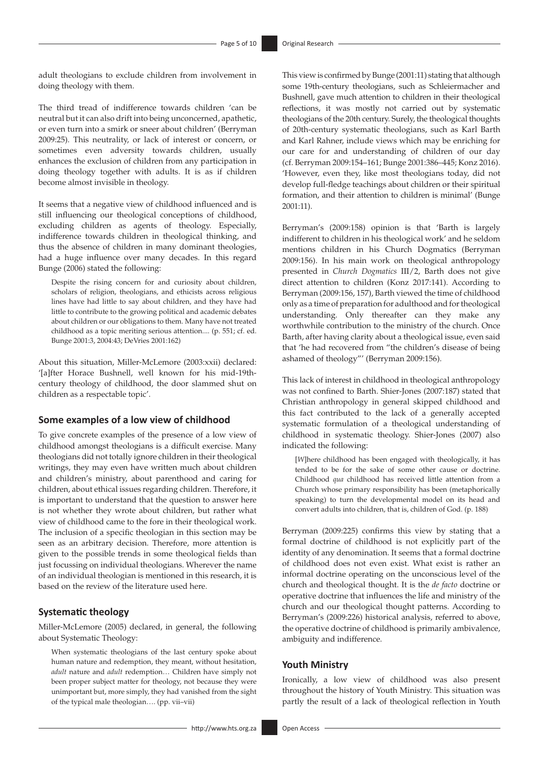adult theologians to exclude children from involvement in doing theology with them.

The third tread of indifference towards children 'can be neutral but it can also drift into being unconcerned, apathetic, or even turn into a smirk or sneer about children' (Berryman 2009:25). This neutrality, or lack of interest or concern, or sometimes even adversity towards children, usually enhances the exclusion of children from any participation in doing theology together with adults. It is as if children become almost invisible in theology.

It seems that a negative view of childhood influenced and is still influencing our theological conceptions of childhood, excluding children as agents of theology. Especially, indifference towards children in theological thinking, and thus the absence of children in many dominant theologies, had a huge influence over many decades. In this regard Bunge (2006) stated the following:

> Despite the rising concern for and curiosity about children, scholars of religion, theologians, and ethicists across religious lines have had little to say about children, and they have had little to contribute to the growing political and academic debates about children or our obligations to them. Many have not treated childhood as a topic meriting serious attention.... (p. 551; cf. ed. Bunge 2001:3, 2004:43; DeVries 2001:162)

About this situation, Miller-McLemore (2003:xxii) declared: '[a]fter Horace Bushnell, well known for his mid-19th-century theology of childhood, the door slammed shut on children as a respectable topic'.

### Some examples of a low view of childhood

To give concrete examples of the presence of a low view of childhood amongst theologians is a difficult exercise. Many theologians did not totally ignore children in their theological writings, they may even have written much about children and children's ministry, about parenthood and caring for children, about ethical issues regarding children. Therefore, it is important to understand that the question to answer here is not whether they wrote about children, but rather what view of childhood came to the fore in their theological work. The inclusion of a specific theologian in this section may be seen as an arbitrary decision. Therefore, more attention is given to the possible trends in some theological fields than just focussing on individual theologians. Wherever the name of an individual theologian is mentioned in this research, it is based on the review of the literature used here.

### Systematic theology

Miller-McLemore (2005) declared, in general, the following about Systematic Theology:

> When systematic theologians of the last century spoke about human nature and redemption, they meant, without hesitation, *adult* nature and *adult* redemption… Children have simply not been proper subject matter for theology, not because they were unimportant but, more simply, they had vanished from the sight of the typical male theologian…. (pp. vii–vii)

This view is confirmed by Bunge (2001:11) stating that although some 19th-century theologians, such as Schleiermacher and Bushnell, gave much attention to children in their theological reflections, it was mostly not carried out by systematic theologians of the 20th century. Surely, the theological thoughts of 20th-century systematic theologians, such as Karl Barth and Karl Rahner, include views which may be enriching for our care for and understanding of children of our day (cf. Berryman 2009:154–161; Bunge 2001:386–445; Konz 2016). 'However, even they, like most theologians today, did not develop full-fledge teachings about children or their spiritual formation, and their attention to children is minimal' (Bunge 2001:11).

Berryman's (2009:158) opinion is that 'Barth is largely indifferent to children in his theological work' and he seldom mentions children in his Church Dogmatics (Berryman 2009:156). In his main work on theological anthropology presented in *Church Dogmatics* III/2, Barth does not give direct attention to children (Konz 2017:141). According to Berryman (2009:156, 157), Barth viewed the time of childhood only as a time of preparation for adulthood and for theological understanding. Only thereafter can they make any worthwhile contribution to the ministry of the church. Once Barth, after having clarity about a theological issue, even said that 'he had recovered from "the children's disease of being ashamed of theology"' (Berryman 2009:156).

This lack of interest in childhood in theological anthropology was not confined to Barth. Shier-Jones (2007:187) stated that Christian anthropology in general skipped childhood and this fact contributed to the lack of a generally accepted systematic formulation of a theological understanding of childhood in systematic theology. Shier-Jones (2007) also indicated the following:

> [*W*]here childhood has been engaged with theologically, it has tended to be for the sake of some other cause or doctrine. Childhood *qua* childhood has received little attention from a Church whose primary responsibility has been (metaphorically speaking) to turn the developmental model on its head and convert adults into children, that is, children of God. (p. 188)

Berryman (2009:225) confirms this view by stating that a formal doctrine of childhood is not explicitly part of the identity of any denomination. It seems that a formal doctrine of childhood does not even exist. What exist is rather an informal doctrine operating on the unconscious level of the church and theological thought. It is the *de facto* doctrine or operative doctrine that influences the life and ministry of the church and our theological thought patterns. According to Berryman's (2009:226) historical analysis, referred to above, the operative doctrine of childhood is primarily ambivalence, ambiguity and indifference.

### Youth Ministry

Ironically, a low view of childhood was also present throughout the history of Youth Ministry. This situation was partly the result of a lack of theological reflection in Youth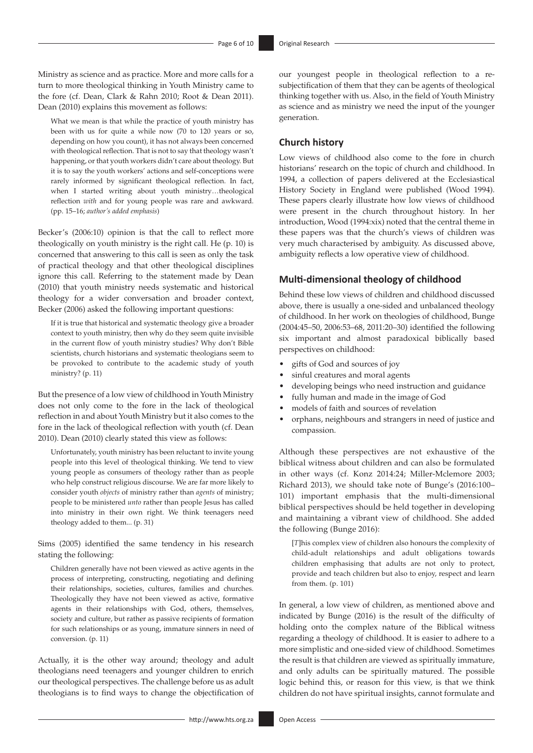Ministry as science and as practice. More and more calls for a turn to more theological thinking in Youth Ministry came to the fore (cf. Dean, Clark & Rahn 2010; Root & Dean 2011). Dean (2010) explains this movement as follows:

> What we mean is that while the practice of youth ministry has been with us for quite a while now (70 to 120 years or so, depending on how you count), it has not always been concerned with theological reflection. That is not to say that theology wasn't happening, or that youth workers didn't care about theology. But it is to say the youth workers' actions and self-conceptions were rarely informed by significant theological reflection. In fact, when I started writing about youth ministry…theological reflection *with* and for young people was rare and awkward. (pp. 15–16; *author's added emphasis*)

Becker's (2006:10) opinion is that the call to reflect more theologically on youth ministry is the right call. He (p. 10) is concerned that answering to this call is seen as only the task of practical theology and that other theological disciplines ignore this call. Referring to the statement made by Dean (2010) that youth ministry needs systematic and historical theology for a wider conversation and broader context, Becker (2006) asked the following important questions:

> If it is true that historical and systematic theology give a broader context to youth ministry, then why do they seem quite invisible in the current flow of youth ministry studies? Why don't Bible scientists, church historians and systematic theologians seem to be provoked to contribute to the academic study of youth ministry? (p. 11)

But the presence of a low view of childhood in Youth Ministry does not only come to the fore in the lack of theological reflection in and about Youth Ministry but it also comes to the fore in the lack of theological reflection with youth (cf. Dean 2010). Dean (2010) clearly stated this view as follows:

> Unfortunately, youth ministry has been reluctant to invite young people into this level of theological thinking. We tend to view young people as consumers of theology rather than as people who help construct religious discourse. We are far more likely to consider youth *objects* of ministry rather than *agents* of ministry; people to be ministered *unto* rather than people Jesus has called into ministry in their own right. We think teenagers need theology added to them... (p. 31)

Sims (2005) identified the same tendency in his research stating the following:

> Children generally have not been viewed as active agents in the process of interpreting, constructing, negotiating and defining their relationships, societies, cultures, families and churches. Theologically they have not been viewed as active, formative agents in their relationships with God, others, themselves, society and culture, but rather as passive recipients of formation for such relationships or as young, immature sinners in need of conversion. (p. 11)

Actually, it is the other way around; theology and adult theologians need teenagers and younger children to enrich our theological perspectives. The challenge before us as adult theologians is to find ways to change the objectification of our youngest people in theological reflection to a re-subjectification of them that they can be agents of theological thinking together with us. Also, in the field of Youth Ministry as science and as ministry we need the input of the younger generation.

## Church history

Low views of childhood also come to the fore in church historians' research on the topic of church and childhood. In 1994, a collection of papers delivered at the Ecclesiastical History Society in England were published (Wood 1994). These papers clearly illustrate how low views of childhood were present in the church throughout history. In her introduction, Wood (1994:xix) noted that the central theme in these papers was that the church's views of children was very much characterised by ambiguity. As discussed above, ambiguity reflects a low operative view of childhood.

## Multi-dimensional theology of childhood

Behind these low views of children and childhood discussed above, there is usually a one-sided and unbalanced theology of childhood. In her work on theologies of childhood, Bunge (2004:45–50, 2006:53–68, 2011:20–30) identified the following six important and almost paradoxical biblically based perspectives on childhood:

- gifts of God and sources of joy
- sinful creatures and moral agents
- developing beings who need instruction and guidance
- fully human and made in the image of God
- models of faith and sources of revelation
- orphans, neighbours and strangers in need of justice and compassion.

Although these perspectives are not exhaustive of the biblical witness about children and can also be formulated in other ways (cf. Konz 2014:24; Miller-Mclemore 2003; Richard 2013), we should take note of Bunge's (2016:100–101) important emphasis that the multi-dimensional biblical perspectives should be held together in developing and maintaining a vibrant view of childhood. She added the following (Bunge 2016):

> [*T*]his complex view of children also honours the complexity of child-adult relationships and adult obligations towards children emphasising that adults are not only to protect, provide and teach children but also to enjoy, respect and learn from them. (p. 101)

In general, a low view of children, as mentioned above and indicated by Bunge (2016) is the result of the difficulty of holding onto the complex nature of the Biblical witness regarding a theology of childhood. It is easier to adhere to a more simplistic and one-sided view of childhood. Sometimes the result is that children are viewed as spiritually immature, and only adults can be spiritually matured. The possible logic behind this, or reason for this view, is that we think children do not have spiritual insights, cannot formulate and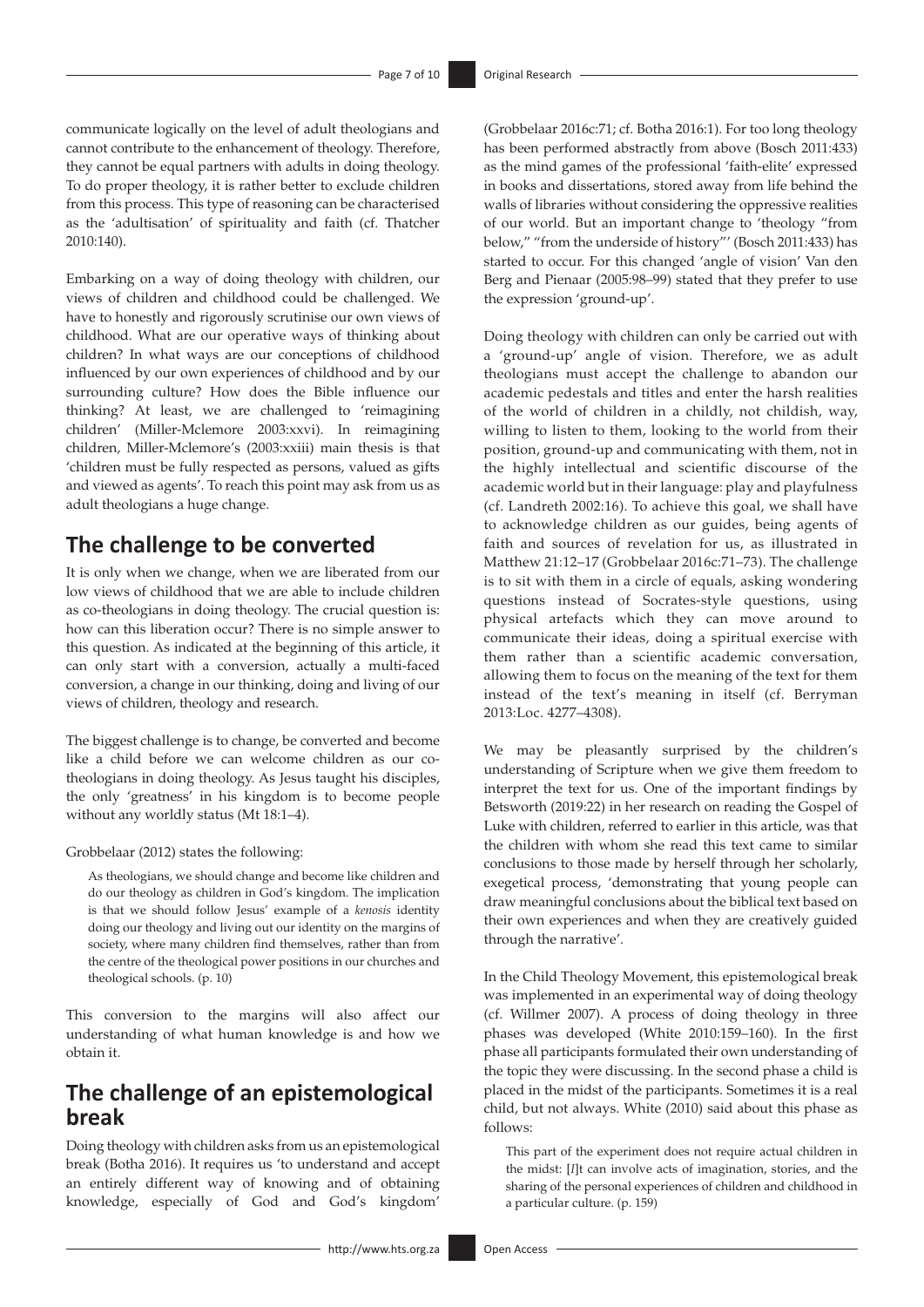communicate logically on the level of adult theologians and cannot contribute to the enhancement of theology. Therefore, they cannot be equal partners with adults in doing theology. To do proper theology, it is rather better to exclude children from this process. This type of reasoning can be characterised as the 'adultisation' of spirituality and faith (cf. Thatcher 2010:140).

Embarking on a way of doing theology with children, our views of children and childhood could be challenged. We have to honestly and rigorously scrutinise our own views of childhood. What are our operative ways of thinking about children? In what ways are our conceptions of childhood influenced by our own experiences of childhood and by our surrounding culture? How does the Bible influence our thinking? At least, we are challenged to 'reimagining children' (Miller-Mclemore 2003:xxvi). In reimagining children, Miller-Mclemore's (2003:xxiii) main thesis is that 'children must be fully respected as persons, valued as gifts and viewed as agents'. To reach this point may ask from us as adult theologians a huge change.

## The challenge to be converted

It is only when we change, when we are liberated from our low views of childhood that we are able to include children as co-theologians in doing theology. The crucial question is: how can this liberation occur? There is no simple answer to this question. As indicated at the beginning of this article, it can only start with a conversion, actually a multi-faced conversion, a change in our thinking, doing and living of our views of children, theology and research.

The biggest challenge is to change, be converted and become like a child before we can welcome children as our co-theologians in doing theology. As Jesus taught his disciples, the only 'greatness' in his kingdom is to become people without any worldly status (Mt 18:1–4).

Grobbelaar (2012) states the following:

> As theologians, we should change and become like children and do our theology as children in God's kingdom. The implication is that we should follow Jesus' example of a *kenosis* identity doing our theology and living out our identity on the margins of society, where many children find themselves, rather than from the centre of the theological power positions in our churches and theological schools. (p. 10)

This conversion to the margins will also affect our understanding of what human knowledge is and how we obtain it.

## The challenge of an epistemological break

Doing theology with children asks from us an epistemological break (Botha 2016). It requires us 'to understand and accept an entirely different way of knowing and of obtaining knowledge, especially of God and God's kingdom' (Grobbelaar 2016c:71; cf. Botha 2016:1). For too long theology has been performed abstractly from above (Bosch 2011:433) as the mind games of the professional 'faith-elite' expressed in books and dissertations, stored away from life behind the walls of libraries without considering the oppressive realities of our world. But an important change to 'theology "from below," "from the underside of history"' (Bosch 2011:433) has started to occur. For this changed 'angle of vision' Van den Berg and Pienaar (2005:98–99) stated that they prefer to use the expression 'ground-up'.

Doing theology with children can only be carried out with a 'ground-up' angle of vision. Therefore, we as adult theologians must accept the challenge to abandon our academic pedestals and titles and enter the harsh realities of the world of children in a childly, not childish, way, willing to listen to them, looking to the world from their position, ground-up and communicating with them, not in the highly intellectual and scientific discourse of the academic world but in their language: play and playfulness (cf. Landreth 2002:16). To achieve this goal, we shall have to acknowledge children as our guides, being agents of faith and sources of revelation for us, as illustrated in Matthew 21:12–17 (Grobbelaar 2016c:71–73). The challenge is to sit with them in a circle of equals, asking wondering questions instead of Socrates-style questions, using physical artefacts which they can move around to communicate their ideas, doing a spiritual exercise with them rather than a scientific academic conversation, allowing them to focus on the meaning of the text for them instead of the text's meaning in itself (cf. Berryman 2013:Loc. 4277–4308).

We may be pleasantly surprised by the children's understanding of Scripture when we give them freedom to interpret the text for us. One of the important findings by Betsworth (2019:22) in her research on reading the Gospel of Luke with children, referred to earlier in this article, was that the children with whom she read this text came to similar conclusions to those made by herself through her scholarly, exegetical process, 'demonstrating that young people can draw meaningful conclusions about the biblical text based on their own experiences and when they are creatively guided through the narrative'.

In the Child Theology Movement, this epistemological break was implemented in an experimental way of doing theology (cf. Willmer 2007). A process of doing theology in three phases was developed (White 2010:159–160). In the first phase all participants formulated their own understanding of the topic they were discussing. In the second phase a child is placed in the midst of the participants. Sometimes it is a real child, but not always. White (2010) said about this phase as follows:

> This part of the experiment does not require actual children in the midst: [*I*]t can involve acts of imagination, stories, and the sharing of the personal experiences of children and childhood in a particular culture. (p. 159)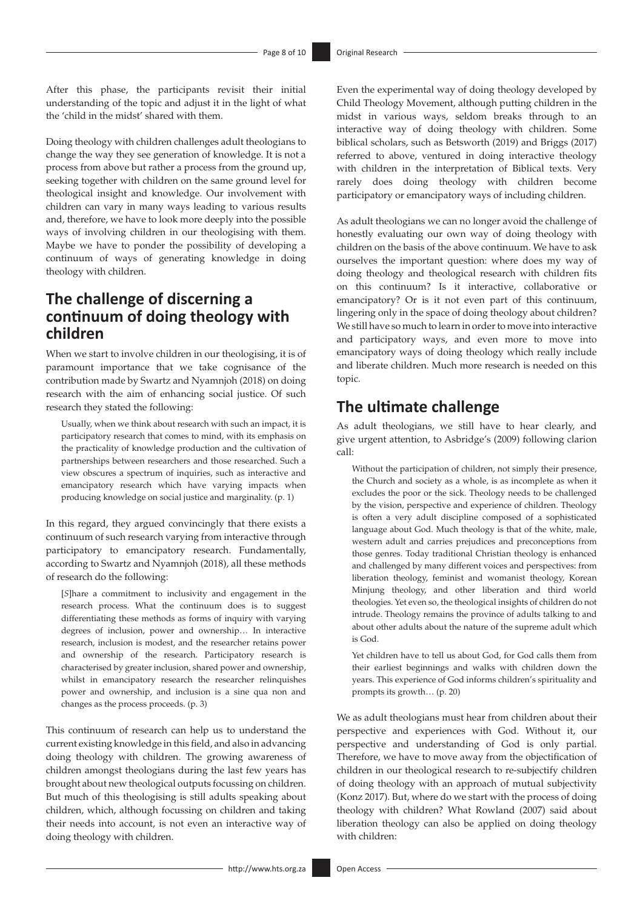After this phase, the participants revisit their initial understanding of the topic and adjust it in the light of what the 'child in the midst' shared with them.

Doing theology with children challenges adult theologians to change the way they see generation of knowledge. It is not a process from above but rather a process from the ground up, seeking together with children on the same ground level for theological insight and knowledge. Our involvement with children can vary in many ways leading to various results and, therefore, we have to look more deeply into the possible ways of involving children in our theologising with them. Maybe we have to ponder the possibility of developing a continuum of ways of generating knowledge in doing theology with children.

## The challenge of discerning a continuum of doing theology with children

When we start to involve children in our theologising, it is of paramount importance that we take cognisance of the contribution made by Swartz and Nyamnjoh (2018) on doing research with the aim of enhancing social justice. Of such research they stated the following:

> Usually, when we think about research with such an impact, it is participatory research that comes to mind, with its emphasis on the practicality of knowledge production and the cultivation of partnerships between researchers and those researched. Such a view obscures a spectrum of inquiries, such as interactive and emancipatory research which have varying impacts when producing knowledge on social justice and marginality. (p. 1)

In this regard, they argued convincingly that there exists a continuum of such research varying from interactive through participatory to emancipatory research. Fundamentally, according to Swartz and Nyamnjoh (2018), all these methods of research do the following:

> [*S*]hare a commitment to inclusivity and engagement in the research process. What the continuum does is to suggest differentiating these methods as forms of inquiry with varying degrees of inclusion, power and ownership… In interactive research, inclusion is modest, and the researcher retains power and ownership of the research. Participatory research is characterised by greater inclusion, shared power and ownership, whilst in emancipatory research the researcher relinquishes power and ownership, and inclusion is a sine qua non and changes as the process proceeds. (p. 3)

This continuum of research can help us to understand the current existing knowledge in this field, and also in advancing doing theology with children. The growing awareness of children amongst theologians during the last few years has brought about new theological outputs focussing on children. But much of this theologising is still adults speaking about children, which, although focussing on children and taking their needs into account, is not even an interactive way of doing theology with children.

Even the experimental way of doing theology developed by Child Theology Movement, although putting children in the midst in various ways, seldom breaks through to an interactive way of doing theology with children. Some biblical scholars, such as Betsworth (2019) and Briggs (2017) referred to above, ventured in doing interactive theology with children in the interpretation of Biblical texts. Very rarely does doing theology with children become participatory or emancipatory ways of including children.

As adult theologians we can no longer avoid the challenge of honestly evaluating our own way of doing theology with children on the basis of the above continuum. We have to ask ourselves the important question: where does my way of doing theology and theological research with children fits on this continuum? Is it interactive, collaborative or emancipatory? Or is it not even part of this continuum, lingering only in the space of doing theology about children? We still have so much to learn in order to move into interactive and participatory ways, and even more to move into emancipatory ways of doing theology which really include and liberate children. Much more research is needed on this topic.

## The ultimate challenge

As adult theologians, we still have to hear clearly, and give urgent attention, to Asbridge's (2009) following clarion call:

> Without the participation of children, not simply their presence, the Church and society as a whole, is as incomplete as when it excludes the poor or the sick. Theology needs to be challenged by the vision, perspective and experience of children. Theology is often a very adult discipline composed of a sophisticated language about God. Much theology is that of the white, male, western adult and carries prejudices and preconceptions from those genres. Today traditional Christian theology is enhanced and challenged by many different voices and perspectives: from liberation theology, feminist and womanist theology, Korean Minjung theology, and other liberation and third world theologies. Yet even so, the theological insights of children do not intrude. Theology remains the province of adults talking to and about other adults about the nature of the supreme adult which is God.
>
> Yet children have to tell us about God, for God calls them from their earliest beginnings and walks with children down the years. This experience of God informs children's spirituality and prompts its growth… (p. 20)

We as adult theologians must hear from children about their perspective and experiences with God. Without it, our perspective and understanding of God is only partial. Therefore, we have to move away from the objectification of children in our theological research to re-subjectify children of doing theology with an approach of mutual subjectivity (Konz 2017). But, where do we start with the process of doing theology with children? What Rowland (2007) said about liberation theology can also be applied on doing theology with children: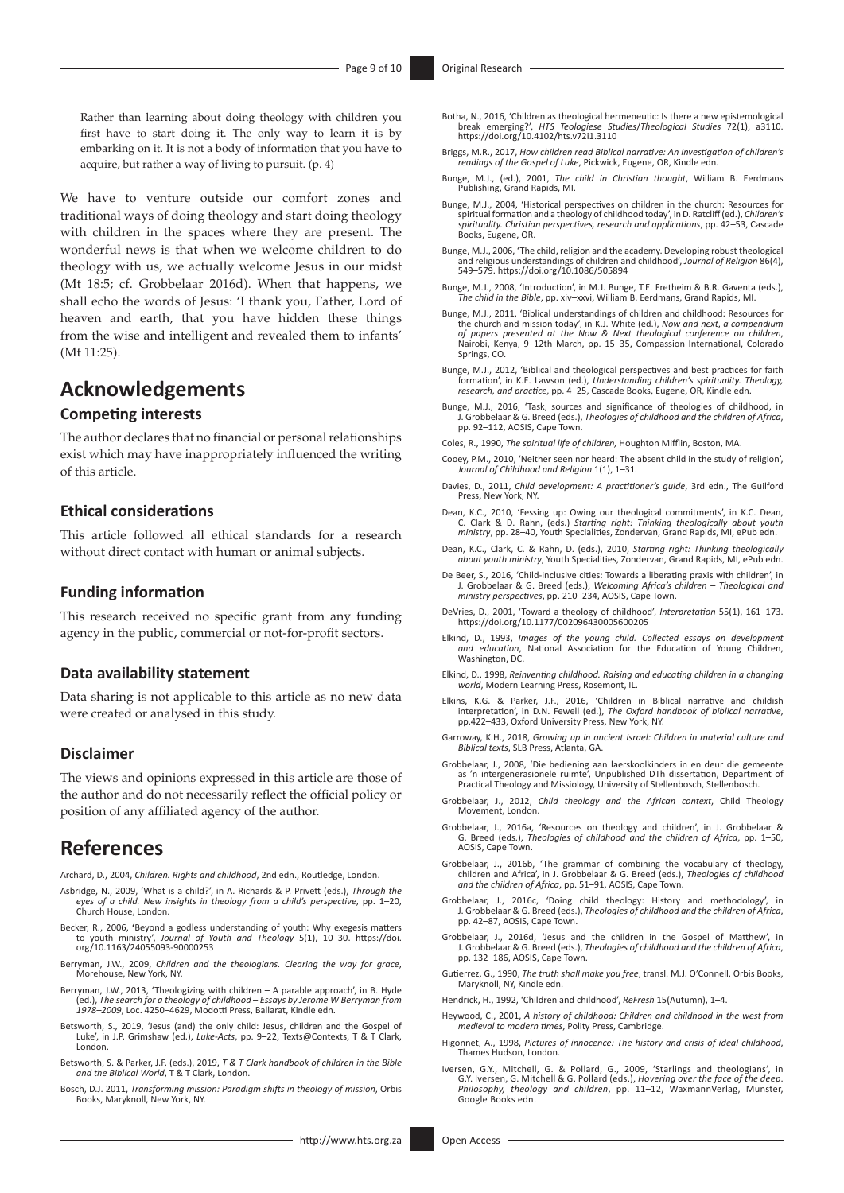> Rather than learning about doing theology with children you first have to start doing it. The only way to learn it is by embarking on it. It is not a body of information that you have to acquire, but rather a way of living to pursuit. (p. 4)

We have to venture outside our comfort zones and traditional ways of doing theology and start doing theology with children in the spaces where they are present. The wonderful news is that when we welcome children to do theology with us, we actually welcome Jesus in our midst (Mt 18:5; cf. Grobbelaar 2016d). When that happens, we shall echo the words of Jesus: 'I thank you, Father, Lord of heaven and earth, that you have hidden these things from the wise and intelligent and revealed them to infants' (Mt 11:25).

# Acknowledgements

### Competing interests

The author declares that no financial or personal relationships exist which may have inappropriately influenced the writing of this article.

### Ethical considerations

This article followed all ethical standards for a research without direct contact with human or animal subjects.

### Funding information

This research received no specific grant from any funding agency in the public, commercial or not-for-profit sectors.

### Data availability statement

Data sharing is not applicable to this article as no new data were created or analysed in this study.

### Disclaimer

The views and opinions expressed in this article are those of the author and do not necessarily reflect the official policy or position of any affiliated agency of the author.

# References

Archard, D., 2004, *Children. Rights and childhood*, 2nd edn., Routledge, London.

Asbridge, N., 2009, 'What is a child?', in A. Richards & P. Privett (eds.), *Through the eyes of a child. New insights in theology from a child's perspective*, pp. 1–20, Church House, London.

Becker, R., 2006, 'Beyond a godless understanding of youth: Why exegesis matters to youth ministry', *Journal of Youth and Theology* 5(1), 10–30. https://doi.org/10.1163/24055093-90000253

Berryman, J.W., 2009, *Children and the theologians. Clearing the way for grace*, Morehouse, New York, NY.

Berryman, J.W., 2013, 'Theologizing with children – A parable approach', in B. Hyde (ed.), *The search for a theology of childhood – Essays by Jerome W Berryman from 1978–2009*, Loc. 4250–4629, Modotti Press, Ballarat, Kindle edn.

Betsworth, S., 2019, 'Jesus (and) the only child: Jesus, children and the Gospel of Luke', in J.P. Grimshaw (ed.), *Luke-Acts*, pp. 9–22, Texts@Contexts, T & T Clark, London.

Betsworth, S. & Parker, J.F. (eds.), 2019, *T & T Clark handbook of children in the Bible and the Biblical World*, T & T Clark, London.

Bosch, D.J. 2011, *Transforming mission: Paradigm shifts in theology of mission*, Orbis Books, Maryknoll, New York, NY.

Botha, N., 2016, 'Children as theological hermeneutic: Is there a new epistemological break emerging?', *HTS Teologiese Studies/Theological Studies* 72(1), a3110. https://doi.org/10.4102/hts.v72i1.3110

Briggs, M.R., 2017, *How children read Biblical narrative: An investigation of children's readings of the Gospel of Luke*, Pickwick, Eugene, OR, Kindle edn.

Bunge, M.J., (ed.), 2001, *The child in Christian thought*, William B. Eerdmans Publishing, Grand Rapids, MI.

Bunge, M.J., 2004, 'Historical perspectives on children in the church: Resources for spiritual formation and a theology of childhood today', in D. Ratcliff (ed.), *Children's spirituality. Christian perspectives, research and applications*, pp. 42–53, Cascade Books, Eugene, OR.

Bunge, M.J., 2006, 'The child, religion and the academy. Developing robust theological and religious understandings of children and childhood', *Journal of Religion* 86(4), 549–579. https://doi.org/10.1086/505894

Bunge, M.J., 2008, 'Introduction', in M.J. Bunge, T.E. Fretheim & B.R. Gaventa (eds.), *The child in the Bible*, pp. xiv–xxvi, William B. Eerdmans, Grand Rapids, MI.

Bunge, M.J., 2011, 'Biblical understandings of children and childhood: Resources for the church and mission today', in K.J. White (ed.), *Now and next, a compendium of papers presented at the Now & Next theological conference on children*, Nairobi, Kenya, 9–12th March, pp. 15–35, Compassion International, Colorado Springs, CO.

Bunge, M.J., 2012, 'Biblical and theological perspectives and best practices for faith formation', in K.E. Lawson (ed.), *Understanding children's spirituality. Theology, research, and practice*, pp. 4–25, Cascade Books, Eugene, OR, Kindle edn.

Bunge, M.J., 2016, 'Task, sources and significance of theologies of childhood, in J. Grobbelaar & G. Breed (eds.), *Theologies of childhood and the children of Africa*, pp. 92–112, AOSIS, Cape Town.

Coles, R., 1990, *The spiritual life of children,* Houghton Mifflin, Boston, MA.

Cooey, P.M., 2010, 'Neither seen nor heard: The absent child in the study of religion', *Journal of Childhood and Religion* 1(1), 1–31.

Davies, D., 2011, *Child development: A practitioner's guide*, 3rd edn., The Guilford Press, New York, NY.

Dean, K.C., 2010, 'Fessing up: Owing our theological commitments', in K.C. Dean, C. Clark & D. Rahn, (eds.) *Starting right: Thinking theologically about youth ministry*, pp. 28–40, Youth Specialities, Zondervan, Grand Rapids, MI, ePub edn.

Dean, K.C., Clark, C. & Rahn, D. (eds.), 2010, *Starting right: Thinking theologically about youth ministry*, Youth Specialities, Zondervan, Grand Rapids, MI, ePub edn.

De Beer, S., 2016, 'Child-inclusive cities: Towards a liberating praxis with children', in J. Grobbelaar & G. Breed (eds.), *Welcoming Africa's children – Theological and ministry perspectives*, pp. 210–234, AOSIS, Cape Town.

DeVries, D., 2001, 'Toward a theology of childhood', *Interpretation* 55(1), 161–173. https://doi.org/10.1177/002096430005600205

Elkind, D., 1993, *Images of the young child. Collected essays on development and education*, National Association for the Education of Young Children, Washington, DC.

Elkind, D., 1998, *Reinventing childhood. Raising and educating children in a changing world*, Modern Learning Press, Rosemont, IL.

Elkins, K.G. & Parker, J.F., 2016, 'Children in Biblical narrative and childish interpretation', in D.N. Fewell (ed.), *The Oxford handbook of biblical narrative*, pp.422–433, Oxford University Press, New York, NY.

Garroway, K.H., 2018, *Growing up in ancient Israel: Children in material culture and Biblical texts*, SLB Press, Atlanta, GA.

Grobbelaar, J., 2008, 'Die bediening aan laerskoolkinders in en deur die gemeente as 'n intergenerasionele ruimte', Unpublished DTh dissertation, Department of Practical Theology and Missiology, University of Stellenbosch, Stellenbosch.

Grobbelaar, J., 2012, *Child theology and the African context*, Child Theology Movement, London.

Grobbelaar, J., 2016a, 'Resources on theology and children', in J. Grobbelaar & G. Breed (eds.), *Theologies of childhood and the children of Africa*, pp. 1–50, AOSIS, Cape Town.

Grobbelaar, J., 2016b, 'The grammar of combining the vocabulary of theology, children and Africa', in J. Grobbelaar & G. Breed (eds.), *Theologies of childhood and the children of Africa*, pp. 51–91, AOSIS, Cape Town.

Grobbelaar, J., 2016c, 'Doing child theology: History and methodology', in J. Grobbelaar & G. Breed (eds.), *Theologies of childhood and the children of Africa*, pp. 42–87, AOSIS, Cape Town.

Grobbelaar, J., 2016d, 'Jesus and the children in the Gospel of Matthew', in J. Grobbelaar & G. Breed (eds.), *Theologies of childhood and the children of Africa*, pp. 132–186, AOSIS, Cape Town.

Gutierrez, G., 1990, *The truth shall make you free*, transl. M.J. O'Connell, Orbis Books, Maryknoll, NY, Kindle edn.

Hendrick, H., 1992, 'Children and childhood', *ReFresh* 15(Autumn), 1–4.

Heywood, C., 2001, *A history of childhood: Children and childhood in the west from medieval to modern times*, Polity Press, Cambridge.

Higonnet, A., 1998, *Pictures of innocence: The history and crisis of ideal childhood*, Thames Hudson, London.

Iversen, G.Y., Mitchell, G. & Pollard, G., 2009, 'Starlings and theologians', in G.Y. Iversen, G. Mitchell & G. Pollard (eds.), *Hovering over the face of the deep. Philosophy, theology and children*, pp. 11–12, WaxmannVerlag, Munster, Google Books edn.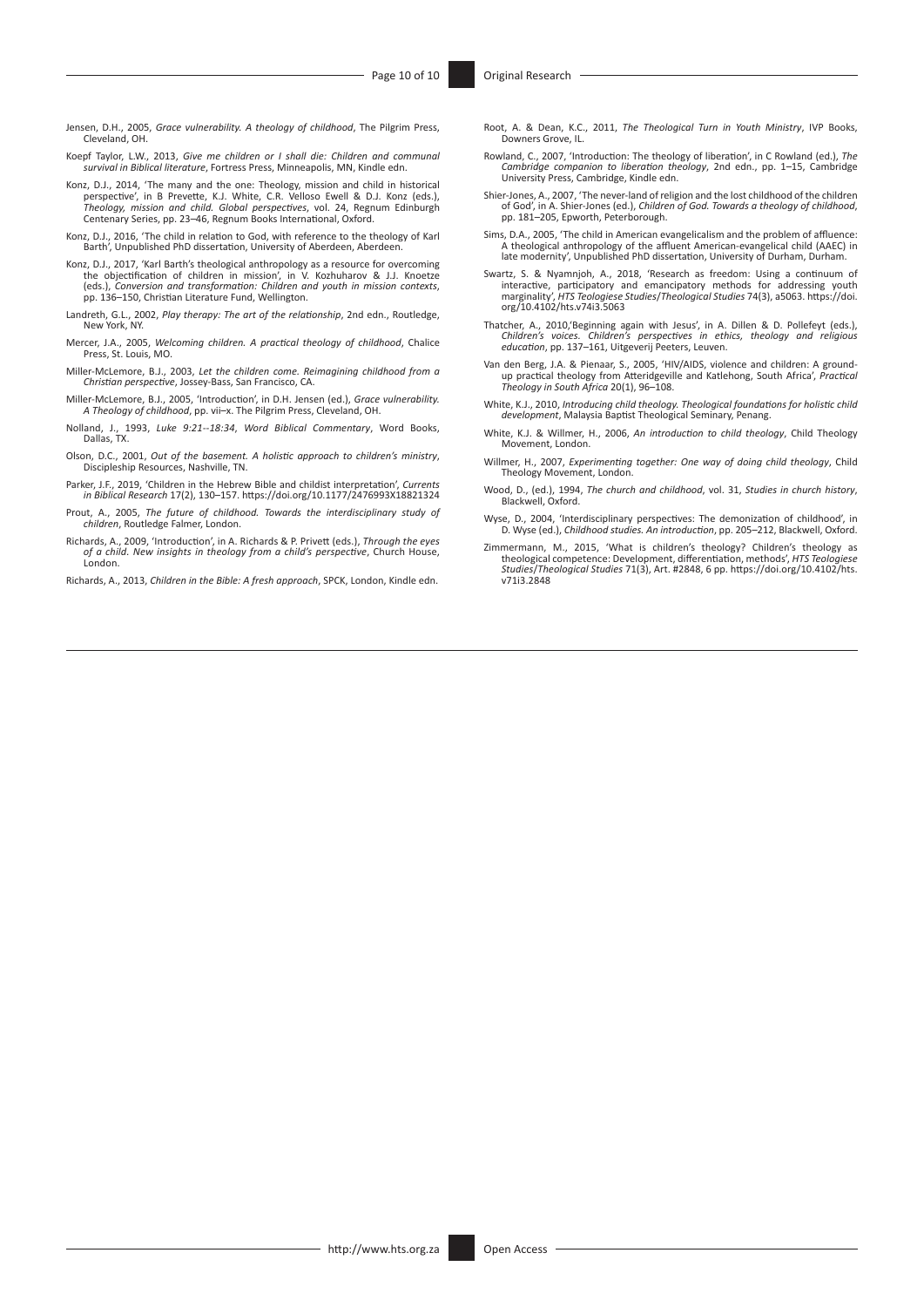Jensen, D.H., 2005, *Grace vulnerability. A theology of childhood*, The Pilgrim Press, Cleveland, OH.

Koepf Taylor, L.W., 2013, *Give me children or I shall die: Children and communal survival in Biblical literature*, Fortress Press, Minneapolis, MN, Kindle edn.

Konz, D.J., 2014, 'The many and the one: Theology, mission and child in historical perspective', in B Prevette, K.J. White, C.R. Velloso Ewell & D.J. Konz (eds.), *Theology, mission and child. Global perspectives*, vol. 24, Regnum Edinburgh Centenary Series, pp. 23–46, Regnum Books International, Oxford.

Konz, D.J., 2016, 'The child in relation to God, with reference to the theology of Karl Barth', Unpublished PhD dissertation, University of Aberdeen, Aberdeen.

Konz, D.J., 2017, 'Karl Barth's theological anthropology as a resource for overcoming the objectification of children in mission', in V. Kozhuharov & J.J. Knoetze (eds.), *Conversion and transformation: Children and youth in mission contexts*, pp. 136–150, Christian Literature Fund, Wellington.

Landreth, G.L., 2002, *Play therapy: The art of the relationship*, 2nd edn., Routledge, New York, NY.

Mercer, J.A., 2005, *Welcoming children. A practical theology of childhood*, Chalice Press, St. Louis, MO.

Miller-McLemore, B.J., 2003, *Let the children come. Reimagining childhood from a Christian perspective*, Jossey-Bass, San Francisco, CA.

Miller-McLemore, B.J., 2005, 'Introduction', in D.H. Jensen (ed.), *Grace vulnerability. A Theology of childhood*, pp. vii–x. The Pilgrim Press, Cleveland, OH.

Nolland, J., 1993, *Luke 9:21--18:34*, *Word Biblical Commentary*, Word Books, Dallas, TX.

Olson, D.C., 2001, *Out of the basement. A holistic approach to children's ministry*, Discipleship Resources, Nashville, TN.

Parker, J.F., 2019, 'Children in the Hebrew Bible and childist interpretation', *Currents in Biblical Research* 17(2), 130–157. https://doi.org/10.1177/2476993X18821324

Prout, A., 2005, *The future of childhood. Towards the interdisciplinary study of children*, Routledge Falmer, London.

Richards, A., 2009, 'Introduction', in A. Richards & P. Privett (eds.), *Through the eyes of a child. New insights in theology from a child's perspective*, Church House, London.

Richards, A., 2013, *Children in the Bible: A fresh approach*, SPCK, London, Kindle edn.

Root, A. & Dean, K.C., 2011, *The Theological Turn in Youth Ministry*, IVP Books, Downers Grove, IL.

Rowland, C., 2007, 'Introduction: The theology of liberation', in C Rowland (ed.), *The Cambridge companion to liberation theology*, 2nd edn., pp. 1–15, Cambridge University Press, Cambridge, Kindle edn.

Shier-Jones, A., 2007, 'The never-land of religion and the lost childhood of the children of God', in A. Shier-Jones (ed.), *Children of God. Towards a theology of childhood*, pp. 181–205, Epworth, Peterborough.

Sims, D.A., 2005, 'The child in American evangelicalism and the problem of affluence: A theological anthropology of the affluent American-evangelical child (AAEC) in late modernity', Unpublished PhD dissertation, University of Durham, Durham.

Swartz, S. & Nyamnjoh, A., 2018, 'Research as freedom: Using a continuum of interactive, participatory and emancipatory methods for addressing youth marginality', *HTS Teologiese Studies/Theological Studies* 74(3), a5063. https://doi.org/10.4102/hts.v74i3.5063

Thatcher, A., 2010,'Beginning again with Jesus', in A. Dillen & D. Pollefeyt (eds.), *Children's voices. Children's perspectives in ethics, theology and religious education*, pp. 137–161, Uitgeverij Peeters, Leuven.

Van den Berg, J.A. & Pienaar, S., 2005, 'HIV/AIDS, violence and children: A ground-up practical theology from Atteridgeville and Katlehong, South Africa', *Practical Theology in South Africa* 20(1), 96–108.

White, K.J., 2010, *Introducing child theology. Theological foundations for holistic child development*, Malaysia Baptist Theological Seminary, Penang.

White, K.J. & Willmer, H., 2006, *An introduction to child theology*, Child Theology Movement, London.

Willmer, H., 2007, *Experimenting together: One way of doing child theology*, Child Theology Movement, London.

Wood, D., (ed.), 1994, *The church and childhood*, vol. 31, *Studies in church history*, Blackwell, Oxford.

Wyse, D., 2004, 'Interdisciplinary perspectives: The demonization of childhood', in D. Wyse (ed.), *Childhood studies. An introduction*, pp. 205–212, Blackwell, Oxford.

Zimmermann, M., 2015, 'What is children's theology? Children's theology as theological competence: Development, differentiation, methods', *HTS Teologiese Studies/Theological Studies* 71(3), Art. #2848, 6 pp. https://doi.org/10.4102/hts.v71i3.2848